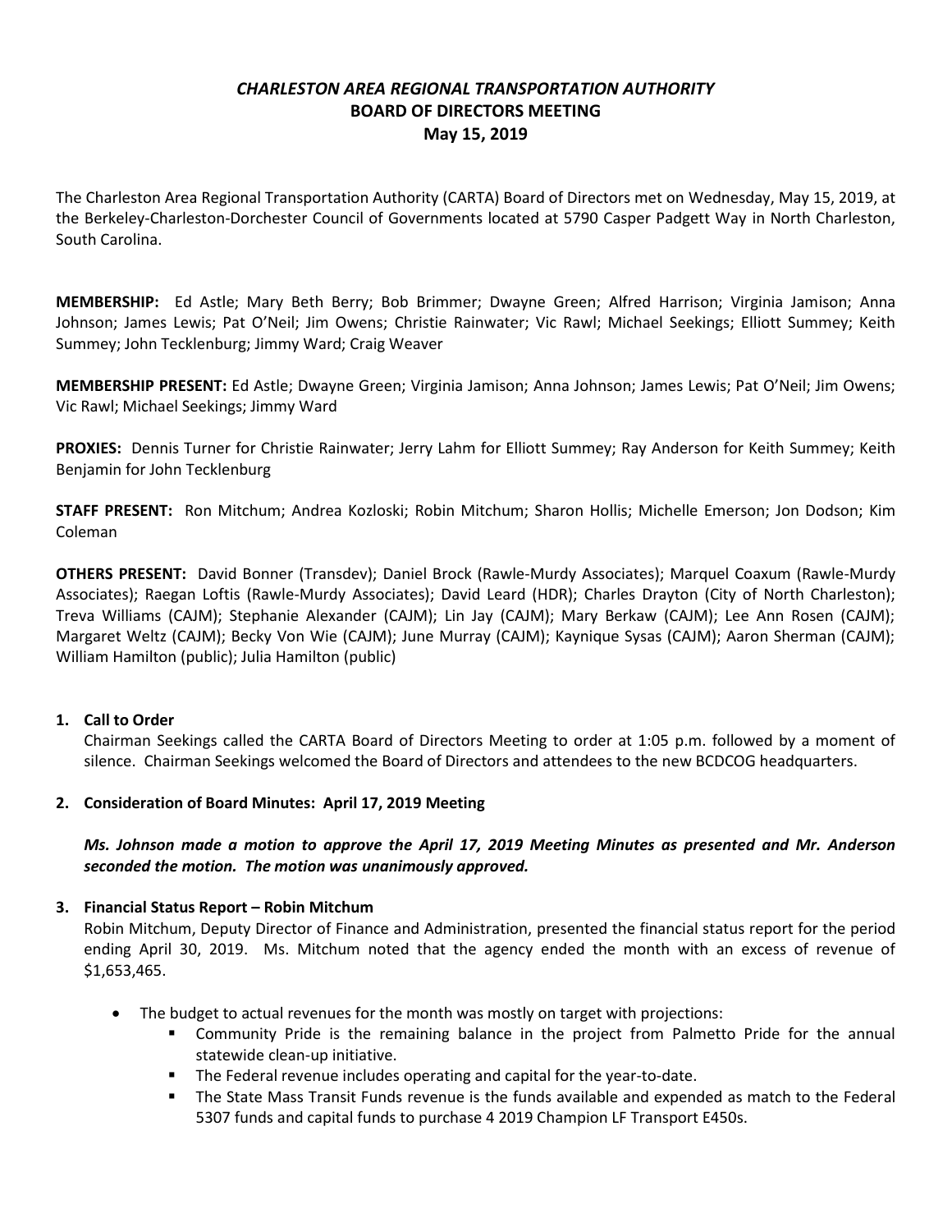# *CHARLESTON AREA REGIONAL TRANSPORTATION AUTHORITY*
## BOARD OF DIRECTORS MEETING
## May 15, 2019

The Charleston Area Regional Transportation Authority (CARTA) Board of Directors met on Wednesday, May 15, 2019, at the Berkeley-Charleston-Dorchester Council of Governments located at 5790 Casper Padgett Way in North Charleston, South Carolina.

**MEMBERSHIP:** Ed Astle; Mary Beth Berry; Bob Brimmer; Dwayne Green; Alfred Harrison; Virginia Jamison; Anna Johnson; James Lewis; Pat O'Neil; Jim Owens; Christie Rainwater; Vic Rawl; Michael Seekings; Elliott Summey; Keith Summey; John Tecklenburg; Jimmy Ward; Craig Weaver

**MEMBERSHIP PRESENT:** Ed Astle; Dwayne Green; Virginia Jamison; Anna Johnson; James Lewis; Pat O'Neil; Jim Owens; Vic Rawl; Michael Seekings; Jimmy Ward

**PROXIES:** Dennis Turner for Christie Rainwater; Jerry Lahm for Elliott Summey; Ray Anderson for Keith Summey; Keith Benjamin for John Tecklenburg

**STAFF PRESENT:** Ron Mitchum; Andrea Kozloski; Robin Mitchum; Sharon Hollis; Michelle Emerson; Jon Dodson; Kim Coleman

**OTHERS PRESENT:** David Bonner (Transdev); Daniel Brock (Rawle-Murdy Associates); Marquel Coaxum (Rawle-Murdy Associates); Raegan Loftis (Rawle-Murdy Associates); David Leard (HDR); Charles Drayton (City of North Charleston); Treva Williams (CAJM); Stephanie Alexander (CAJM); Lin Jay (CAJM); Mary Berkaw (CAJM); Lee Ann Rosen (CAJM); Margaret Weltz (CAJM); Becky Von Wie (CAJM); June Murray (CAJM); Kaynique Sysas (CAJM); Aaron Sherman (CAJM); William Hamilton (public); Julia Hamilton (public)

1. **Call to Order**

   Chairman Seekings called the CARTA Board of Directors Meeting to order at 1:05 p.m. followed by a moment of silence. Chairman Seekings welcomed the Board of Directors and attendees to the new BCDCOG headquarters.

2. **Consideration of Board Minutes: April 17, 2019 Meeting**

   ***Ms. Johnson made a motion to approve the April 17, 2019 Meeting Minutes as presented and Mr. Anderson seconded the motion. The motion was unanimously approved.***

3. **Financial Status Report – Robin Mitchum**

   Robin Mitchum, Deputy Director of Finance and Administration, presented the financial status report for the period ending April 30, 2019. Ms. Mitchum noted that the agency ended the month with an excess of revenue of $1,653,465.

   - The budget to actual revenues for the month was mostly on target with projections:
     - Community Pride is the remaining balance in the project from Palmetto Pride for the annual statewide clean-up initiative.
     - The Federal revenue includes operating and capital for the year-to-date.
     - The State Mass Transit Funds revenue is the funds available and expended as match to the Federal 5307 funds and capital funds to purchase 4 2019 Champion LF Transport E450s.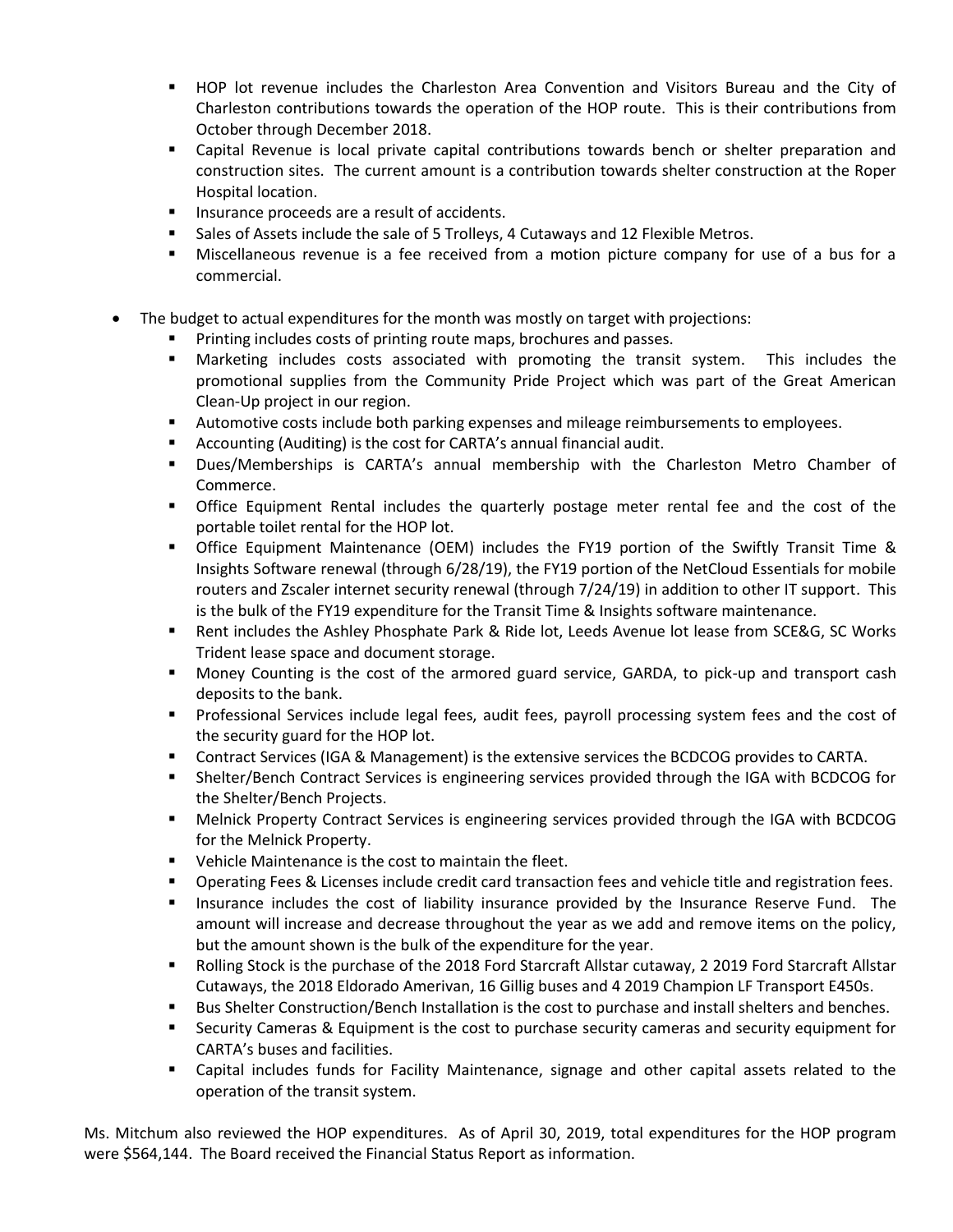- HOP lot revenue includes the Charleston Area Convention and Visitors Bureau and the City of Charleston contributions towards the operation of the HOP route. This is their contributions from October through December 2018.
  - Capital Revenue is local private capital contributions towards bench or shelter preparation and construction sites. The current amount is a contribution towards shelter construction at the Roper Hospital location.
  - Insurance proceeds are a result of accidents.
  - Sales of Assets include the sale of 5 Trolleys, 4 Cutaways and 12 Flexible Metros.
  - Miscellaneous revenue is a fee received from a motion picture company for use of a bus for a commercial.

- The budget to actual expenditures for the month was mostly on target with projections:
  - Printing includes costs of printing route maps, brochures and passes.
  - Marketing includes costs associated with promoting the transit system. This includes the promotional supplies from the Community Pride Project which was part of the Great American Clean-Up project in our region.
  - Automotive costs include both parking expenses and mileage reimbursements to employees.
  - Accounting (Auditing) is the cost for CARTA's annual financial audit.
  - Dues/Memberships is CARTA's annual membership with the Charleston Metro Chamber of Commerce.
  - Office Equipment Rental includes the quarterly postage meter rental fee and the cost of the portable toilet rental for the HOP lot.
  - Office Equipment Maintenance (OEM) includes the FY19 portion of the Swiftly Transit Time & Insights Software renewal (through 6/28/19), the FY19 portion of the NetCloud Essentials for mobile routers and Zscaler internet security renewal (through 7/24/19) in addition to other IT support. This is the bulk of the FY19 expenditure for the Transit Time & Insights software maintenance.
  - Rent includes the Ashley Phosphate Park & Ride lot, Leeds Avenue lot lease from SCE&G, SC Works Trident lease space and document storage.
  - Money Counting is the cost of the armored guard service, GARDA, to pick-up and transport cash deposits to the bank.
  - Professional Services include legal fees, audit fees, payroll processing system fees and the cost of the security guard for the HOP lot.
  - Contract Services (IGA & Management) is the extensive services the BCDCOG provides to CARTA.
  - Shelter/Bench Contract Services is engineering services provided through the IGA with BCDCOG for the Shelter/Bench Projects.
  - Melnick Property Contract Services is engineering services provided through the IGA with BCDCOG for the Melnick Property.
  - Vehicle Maintenance is the cost to maintain the fleet.
  - Operating Fees & Licenses include credit card transaction fees and vehicle title and registration fees.
  - Insurance includes the cost of liability insurance provided by the Insurance Reserve Fund. The amount will increase and decrease throughout the year as we add and remove items on the policy, but the amount shown is the bulk of the expenditure for the year.
  - Rolling Stock is the purchase of the 2018 Ford Starcraft Allstar cutaway, 2 2019 Ford Starcraft Allstar Cutaways, the 2018 Eldorado Amerivan, 16 Gillig buses and 4 2019 Champion LF Transport E450s.
  - Bus Shelter Construction/Bench Installation is the cost to purchase and install shelters and benches.
  - Security Cameras & Equipment is the cost to purchase security cameras and security equipment for CARTA's buses and facilities.
  - Capital includes funds for Facility Maintenance, signage and other capital assets related to the operation of the transit system.

Ms. Mitchum also reviewed the HOP expenditures. As of April 30, 2019, total expenditures for the HOP program were $564,144. The Board received the Financial Status Report as information.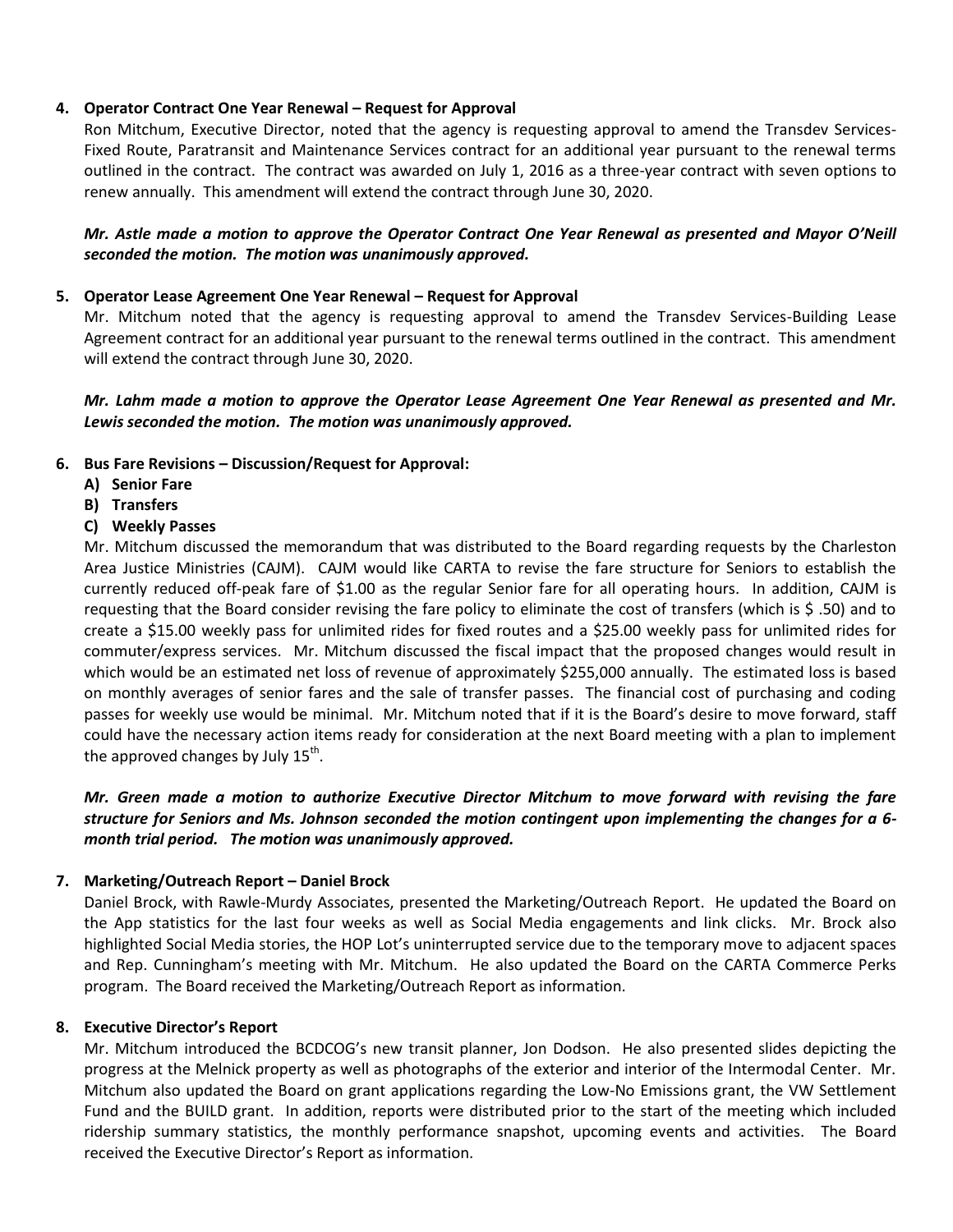**4. Operator Contract One Year Renewal – Request for Approval**

Ron Mitchum, Executive Director, noted that the agency is requesting approval to amend the Transdev Services-Fixed Route, Paratransit and Maintenance Services contract for an additional year pursuant to the renewal terms outlined in the contract. The contract was awarded on July 1, 2016 as a three-year contract with seven options to renew annually. This amendment will extend the contract through June 30, 2020.

***Mr. Astle made a motion to approve the Operator Contract One Year Renewal as presented and Mayor O'Neill seconded the motion. The motion was unanimously approved.***

**5. Operator Lease Agreement One Year Renewal – Request for Approval**

Mr. Mitchum noted that the agency is requesting approval to amend the Transdev Services-Building Lease Agreement contract for an additional year pursuant to the renewal terms outlined in the contract. This amendment will extend the contract through June 30, 2020.

***Mr. Lahm made a motion to approve the Operator Lease Agreement One Year Renewal as presented and Mr. Lewis seconded the motion. The motion was unanimously approved.***

**6. Bus Fare Revisions – Discussion/Request for Approval:**

**A) Senior Fare**

**B) Transfers**

**C) Weekly Passes**

Mr. Mitchum discussed the memorandum that was distributed to the Board regarding requests by the Charleston Area Justice Ministries (CAJM). CAJM would like CARTA to revise the fare structure for Seniors to establish the currently reduced off-peak fare of $1.00 as the regular Senior fare for all operating hours. In addition, CAJM is requesting that the Board consider revising the fare policy to eliminate the cost of transfers (which is $ .50) and to create a $15.00 weekly pass for unlimited rides for fixed routes and a $25.00 weekly pass for unlimited rides for commuter/express services. Mr. Mitchum discussed the fiscal impact that the proposed changes would result in which would be an estimated net loss of revenue of approximately $255,000 annually. The estimated loss is based on monthly averages of senior fares and the sale of transfer passes. The financial cost of purchasing and coding passes for weekly use would be minimal. Mr. Mitchum noted that if it is the Board's desire to move forward, staff could have the necessary action items ready for consideration at the next Board meeting with a plan to implement the approved changes by July 15th.

***Mr. Green made a motion to authorize Executive Director Mitchum to move forward with revising the fare structure for Seniors and Ms. Johnson seconded the motion contingent upon implementing the changes for a 6-month trial period. The motion was unanimously approved.***

**7. Marketing/Outreach Report – Daniel Brock**

Daniel Brock, with Rawle-Murdy Associates, presented the Marketing/Outreach Report. He updated the Board on the App statistics for the last four weeks as well as Social Media engagements and link clicks. Mr. Brock also highlighted Social Media stories, the HOP Lot's uninterrupted service due to the temporary move to adjacent spaces and Rep. Cunningham's meeting with Mr. Mitchum. He also updated the Board on the CARTA Commerce Perks program. The Board received the Marketing/Outreach Report as information.

**8. Executive Director's Report**

Mr. Mitchum introduced the BCDCOG's new transit planner, Jon Dodson. He also presented slides depicting the progress at the Melnick property as well as photographs of the exterior and interior of the Intermodal Center. Mr. Mitchum also updated the Board on grant applications regarding the Low-No Emissions grant, the VW Settlement Fund and the BUILD grant. In addition, reports were distributed prior to the start of the meeting which included ridership summary statistics, the monthly performance snapshot, upcoming events and activities. The Board received the Executive Director's Report as information.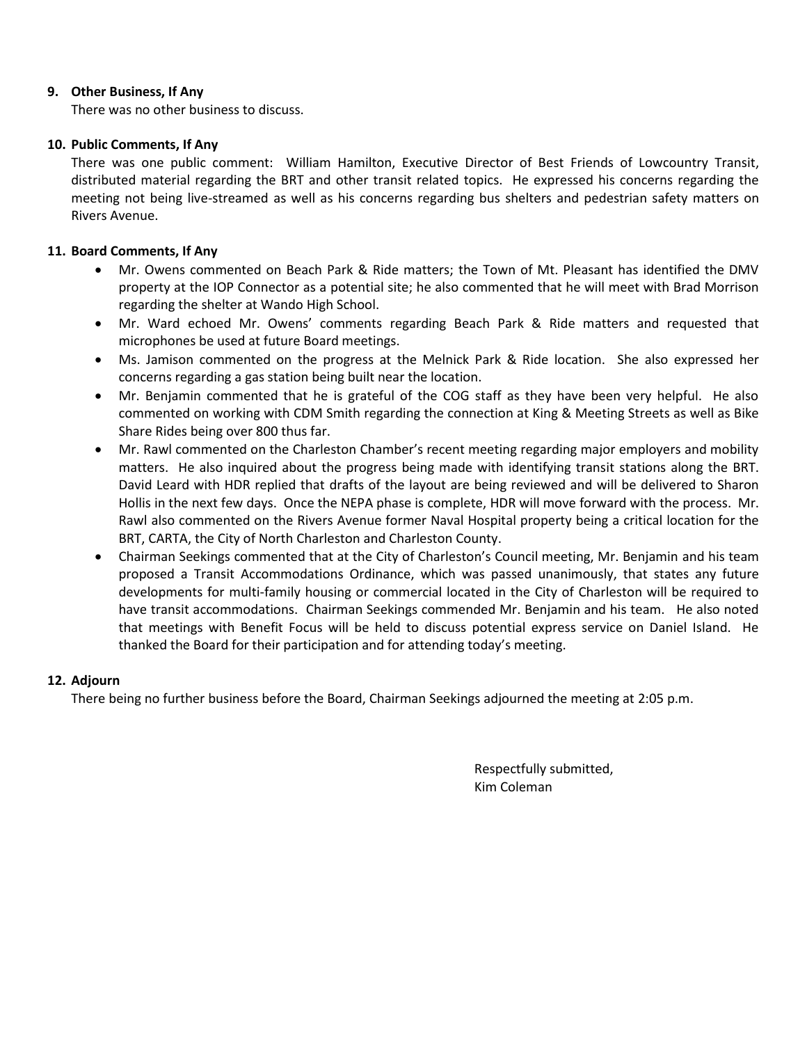**9. Other Business, If Any**

There was no other business to discuss.

**10. Public Comments, If Any**

There was one public comment: William Hamilton, Executive Director of Best Friends of Lowcountry Transit, distributed material regarding the BRT and other transit related topics. He expressed his concerns regarding the meeting not being live-streamed as well as his concerns regarding bus shelters and pedestrian safety matters on Rivers Avenue.

**11. Board Comments, If Any**

- Mr. Owens commented on Beach Park & Ride matters; the Town of Mt. Pleasant has identified the DMV property at the IOP Connector as a potential site; he also commented that he will meet with Brad Morrison regarding the shelter at Wando High School.
- Mr. Ward echoed Mr. Owens' comments regarding Beach Park & Ride matters and requested that microphones be used at future Board meetings.
- Ms. Jamison commented on the progress at the Melnick Park & Ride location. She also expressed her concerns regarding a gas station being built near the location.
- Mr. Benjamin commented that he is grateful of the COG staff as they have been very helpful. He also commented on working with CDM Smith regarding the connection at King & Meeting Streets as well as Bike Share Rides being over 800 thus far.
- Mr. Rawl commented on the Charleston Chamber's recent meeting regarding major employers and mobility matters. He also inquired about the progress being made with identifying transit stations along the BRT. David Leard with HDR replied that drafts of the layout are being reviewed and will be delivered to Sharon Hollis in the next few days. Once the NEPA phase is complete, HDR will move forward with the process. Mr. Rawl also commented on the Rivers Avenue former Naval Hospital property being a critical location for the BRT, CARTA, the City of North Charleston and Charleston County.
- Chairman Seekings commented that at the City of Charleston's Council meeting, Mr. Benjamin and his team proposed a Transit Accommodations Ordinance, which was passed unanimously, that states any future developments for multi-family housing or commercial located in the City of Charleston will be required to have transit accommodations. Chairman Seekings commended Mr. Benjamin and his team. He also noted that meetings with Benefit Focus will be held to discuss potential express service on Daniel Island. He thanked the Board for their participation and for attending today's meeting.

**12. Adjourn**

There being no further business before the Board, Chairman Seekings adjourned the meeting at 2:05 p.m.

Respectfully submitted,
Kim Coleman